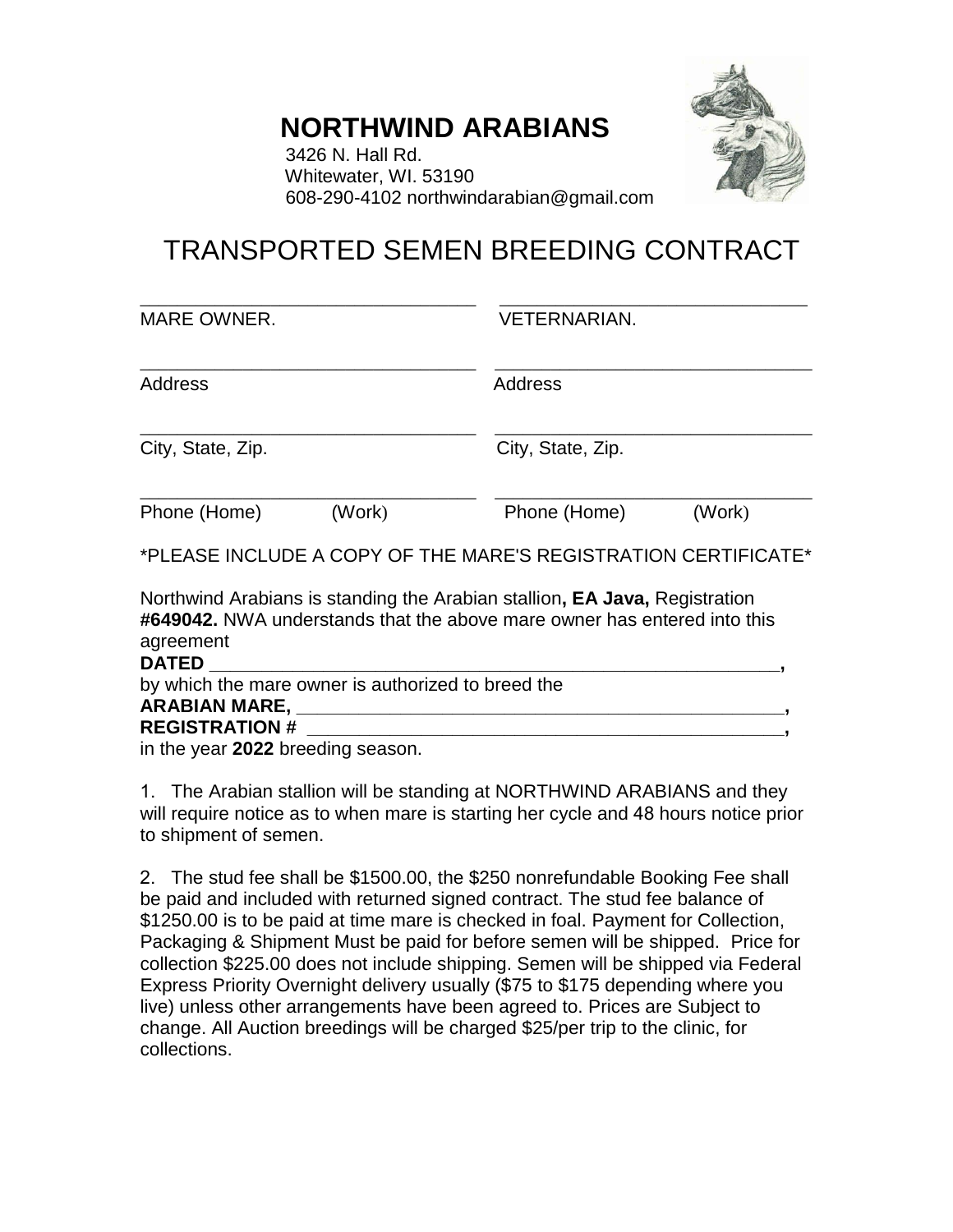# NORTHWIND ARABIANS

3426 N. Hall Rd.
Whitewater, WI. 53190
608-290-4102 northwindarabian@gmail.com

## TRANSPORTED SEMEN BREEDING CONTRACT

| ________________________________ | ________________________________ |
|---|---|
| MARE OWNER. | VETERNARIAN. |
| ________________________________ | ________________________________ |
| Address | Address |
| ________________________________ | ________________________________ |
| City, State, Zip. | City, State, Zip. |
| ________________________________ | ________________________________ |
| Phone (Home) (Work) | Phone (Home) (Work) |

*PLEASE INCLUDE A COPY OF THE MARE'S REGISTRATION CERTIFICATE*

Northwind Arabians is standing the Arabian stallion**, EA Java,** Registration **#649042.** NWA understands that the above mare owner has entered into this agreement
**DATED** ____________________________________________________,
by which the mare owner is authorized to breed the
**ARABIAN MARE,** ______________________________________________,
**REGISTRATION #** ____________________________________________,
in the year **2022** breeding season.

1. The Arabian stallion will be standing at NORTHWIND ARABIANS and they will require notice as to when mare is starting her cycle and 48 hours notice prior to shipment of semen.

2. The stud fee shall be $1500.00, the $250 nonrefundable Booking Fee shall be paid and included with returned signed contract. The stud fee balance of $1250.00 is to be paid at time mare is checked in foal. Payment for Collection, Packaging & Shipment Must be paid for before semen will be shipped. Price for collection $225.00 does not include shipping. Semen will be shipped via Federal Express Priority Overnight delivery usually ($75 to $175 depending where you live) unless other arrangements have been agreed to. Prices are Subject to change. All Auction breedings will be charged $25/per trip to the clinic, for collections.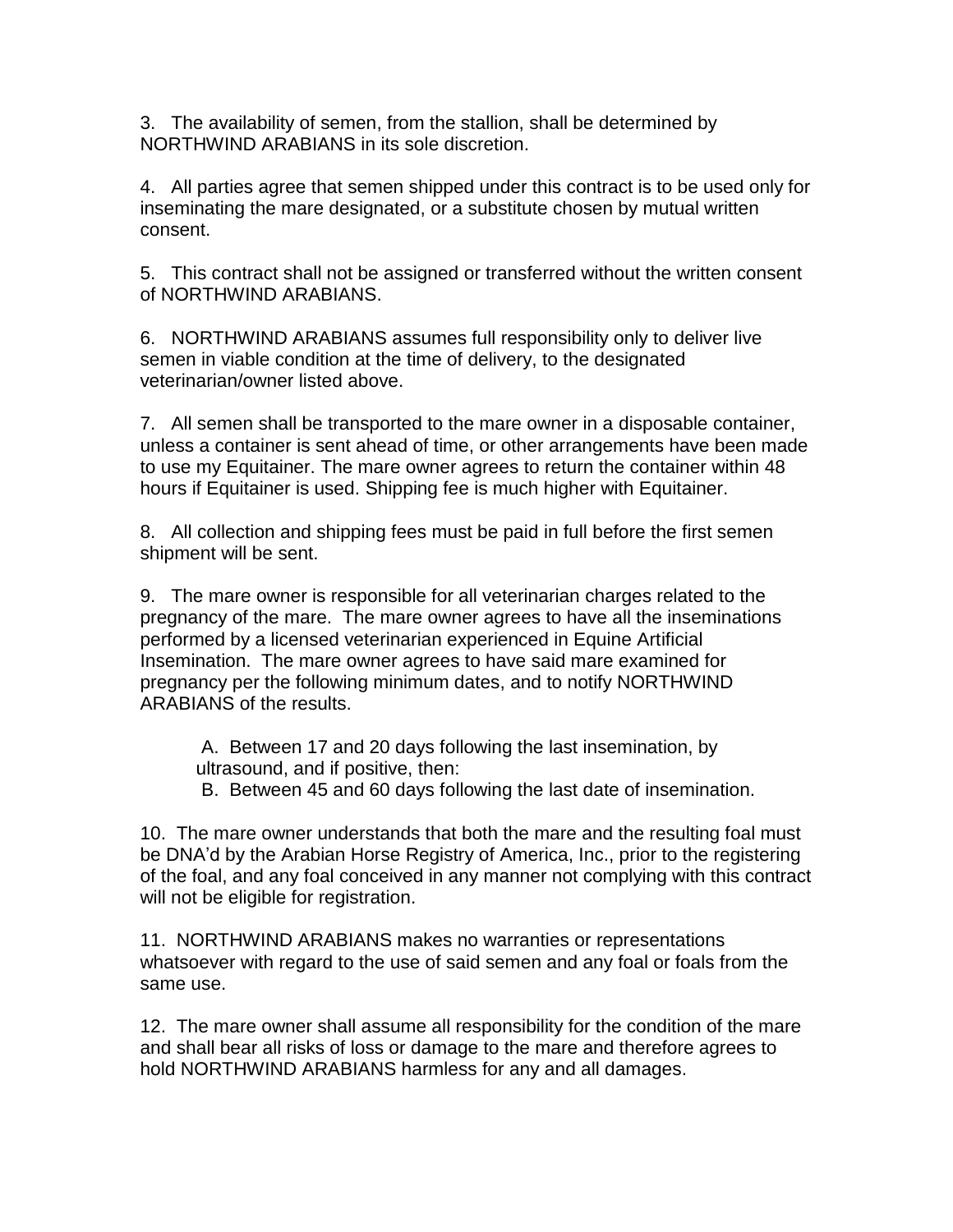3. The availability of semen, from the stallion, shall be determined by NORTHWIND ARABIANS in its sole discretion.

4. All parties agree that semen shipped under this contract is to be used only for inseminating the mare designated, or a substitute chosen by mutual written consent.

5. This contract shall not be assigned or transferred without the written consent of NORTHWIND ARABIANS.

6. NORTHWIND ARABIANS assumes full responsibility only to deliver live semen in viable condition at the time of delivery, to the designated veterinarian/owner listed above.

7. All semen shall be transported to the mare owner in a disposable container, unless a container is sent ahead of time, or other arrangements have been made to use my Equitainer. The mare owner agrees to return the container within 48 hours if Equitainer is used. Shipping fee is much higher with Equitainer.

8. All collection and shipping fees must be paid in full before the first semen shipment will be sent.

9. The mare owner is responsible for all veterinarian charges related to the pregnancy of the mare. The mare owner agrees to have all the inseminations performed by a licensed veterinarian experienced in Equine Artificial Insemination. The mare owner agrees to have said mare examined for pregnancy per the following minimum dates, and to notify NORTHWIND ARABIANS of the results.

   A. Between 17 and 20 days following the last insemination, by ultrasound, and if positive, then:
   B. Between 45 and 60 days following the last date of insemination.

10. The mare owner understands that both the mare and the resulting foal must be DNA'd by the Arabian Horse Registry of America, Inc., prior to the registering of the foal, and any foal conceived in any manner not complying with this contract will not be eligible for registration.

11. NORTHWIND ARABIANS makes no warranties or representations whatsoever with regard to the use of said semen and any foal or foals from the same use.

12. The mare owner shall assume all responsibility for the condition of the mare and shall bear all risks of loss or damage to the mare and therefore agrees to hold NORTHWIND ARABIANS harmless for any and all damages.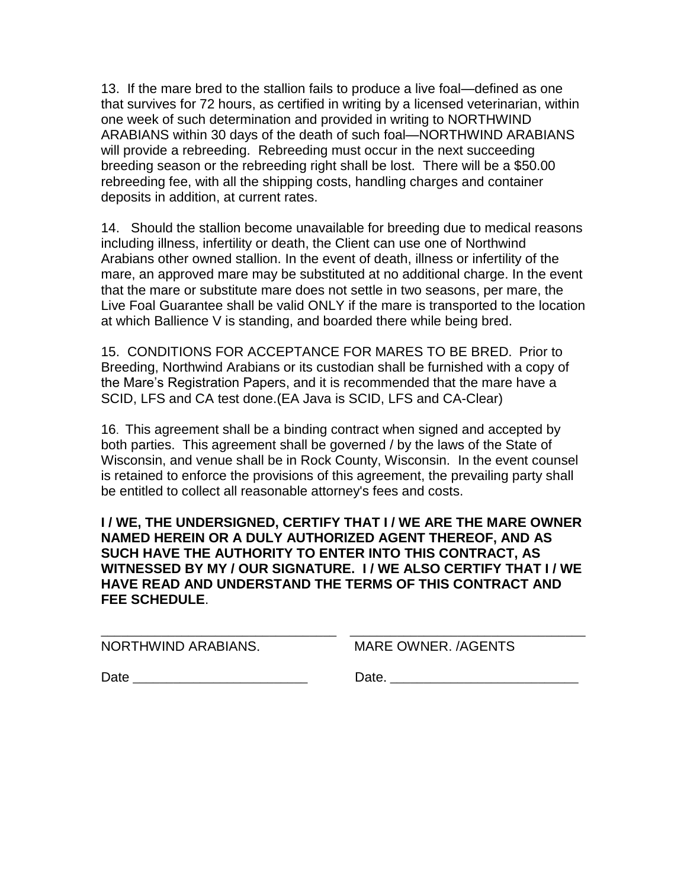13. If the mare bred to the stallion fails to produce a live foal—defined as one that survives for 72 hours, as certified in writing by a licensed veterinarian, within one week of such determination and provided in writing to NORTHWIND ARABIANS within 30 days of the death of such foal—NORTHWIND ARABIANS will provide a rebreeding. Rebreeding must occur in the next succeeding breeding season or the rebreeding right shall be lost. There will be a $50.00 rebreeding fee, with all the shipping costs, handling charges and container deposits in addition, at current rates.

14. Should the stallion become unavailable for breeding due to medical reasons including illness, infertility or death, the Client can use one of Northwind Arabians other owned stallion. In the event of death, illness or infertility of the mare, an approved mare may be substituted at no additional charge. In the event that the mare or substitute mare does not settle in two seasons, per mare, the Live Foal Guarantee shall be valid ONLY if the mare is transported to the location at which Ballience V is standing, and boarded there while being bred.

15. CONDITIONS FOR ACCEPTANCE FOR MARES TO BE BRED. Prior to Breeding, Northwind Arabians or its custodian shall be furnished with a copy of the Mare's Registration Papers, and it is recommended that the mare have a SCID, LFS and CA test done.(EA Java is SCID, LFS and CA-Clear)

16. This agreement shall be a binding contract when signed and accepted by both parties. This agreement shall be governed / by the laws of the State of Wisconsin, and venue shall be in Rock County, Wisconsin. In the event counsel is retained to enforce the provisions of this agreement, the prevailing party shall be entitled to collect all reasonable attorney's fees and costs.

**I / WE, THE UNDERSIGNED, CERTIFY THAT I / WE ARE THE MARE OWNER NAMED HEREIN OR A DULY AUTHORIZED AGENT THEREOF, AND AS SUCH HAVE THE AUTHORITY TO ENTER INTO THIS CONTRACT, AS WITNESSED BY MY / OUR SIGNATURE. I / WE ALSO CERTIFY THAT I / WE HAVE READ AND UNDERSTAND THE TERMS OF THIS CONTRACT AND FEE SCHEDULE**.

_________________________________ _________________________________

NORTHWIND ARABIANS. MARE OWNER. /AGENTS

Date ________________________ Date. __________________________